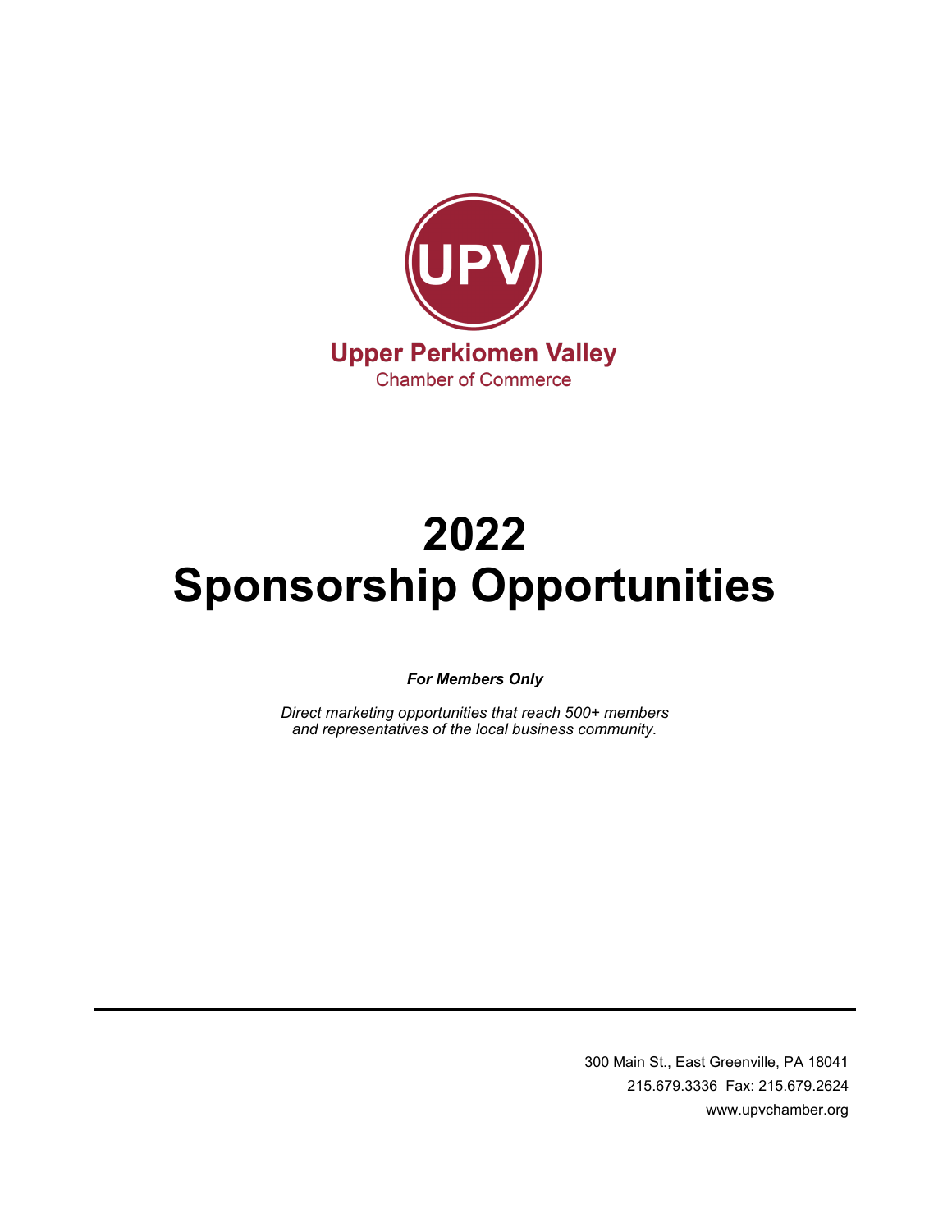UPV

**Upper Perkiomen Valley**
Chamber of Commerce

# 2022
# Sponsorship Opportunities

***For Members Only***

*Direct marketing opportunities that reach 500+ members and representatives of the local business community.*

---

300 Main St., East Greenville, PA 18041
215.679.3336 Fax: 215.679.2624
www.upvchamber.org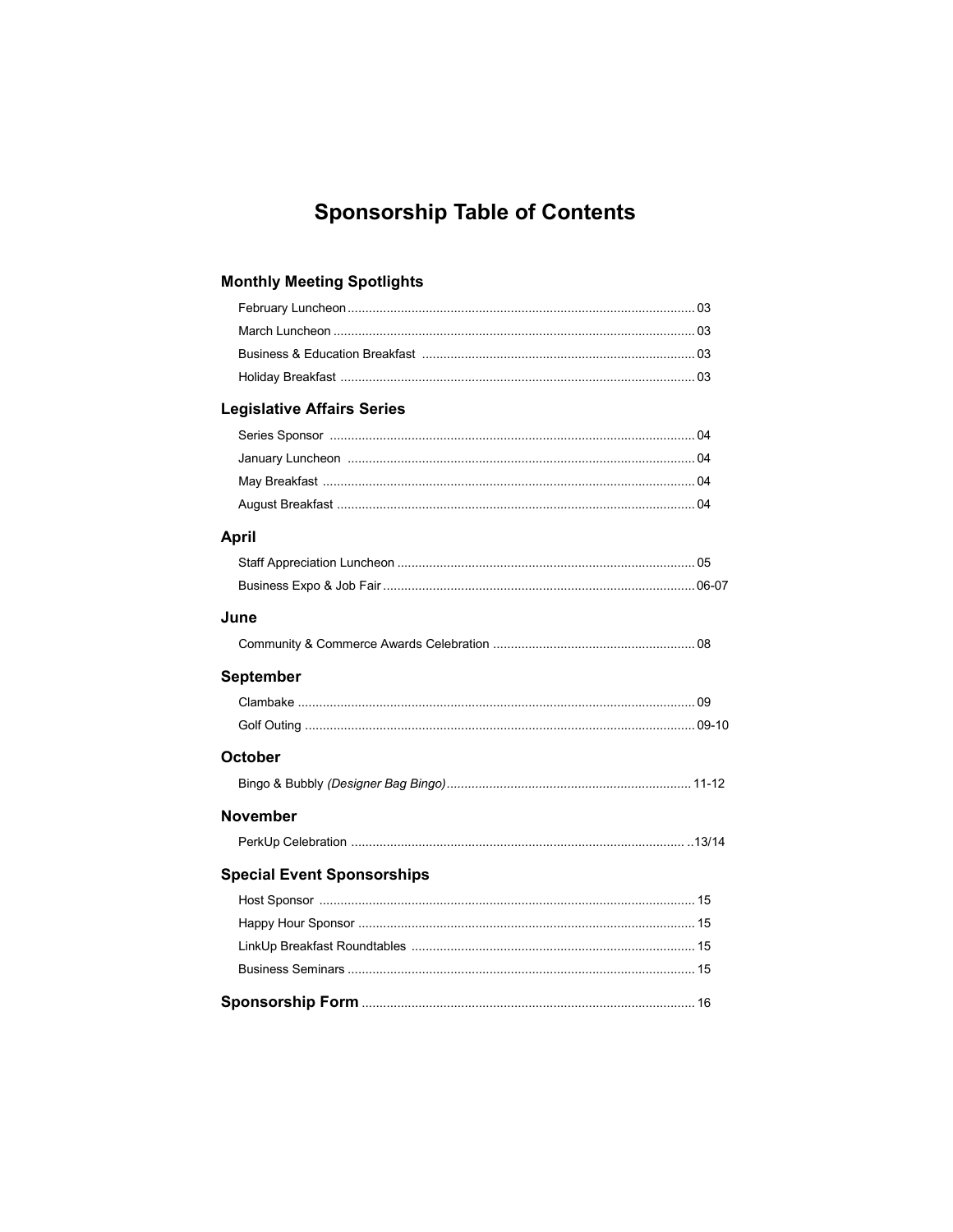# Sponsorship Table of Contents

## Monthly Meeting Spotlights

- February Luncheon ........ 03
- March Luncheon ........ 03
- Business & Education Breakfast ........ 03
- Holiday Breakfast ........ 03

## Legislative Affairs Series

- Series Sponsor ........ 04
- January Luncheon ........ 04
- May Breakfast ........ 04
- August Breakfast ........ 04

## April

- Staff Appreciation Luncheon ........ 05
- Business Expo & Job Fair ........ 06-07

## June

- Community & Commerce Awards Celebration ........ 08

## September

- Clambake ........ 09
- Golf Outing ........ 09-10

## October

- Bingo & Bubbly *(Designer Bag Bingo)* ........ 11-12

## November

- PerkUp Celebration ........ 13/14

## Special Event Sponsorships

- Host Sponsor ........ 15
- Happy Hour Sponsor ........ 15
- LinkUp Breakfast Roundtables ........ 15
- Business Seminars ........ 15

**Sponsorship Form** ........ 16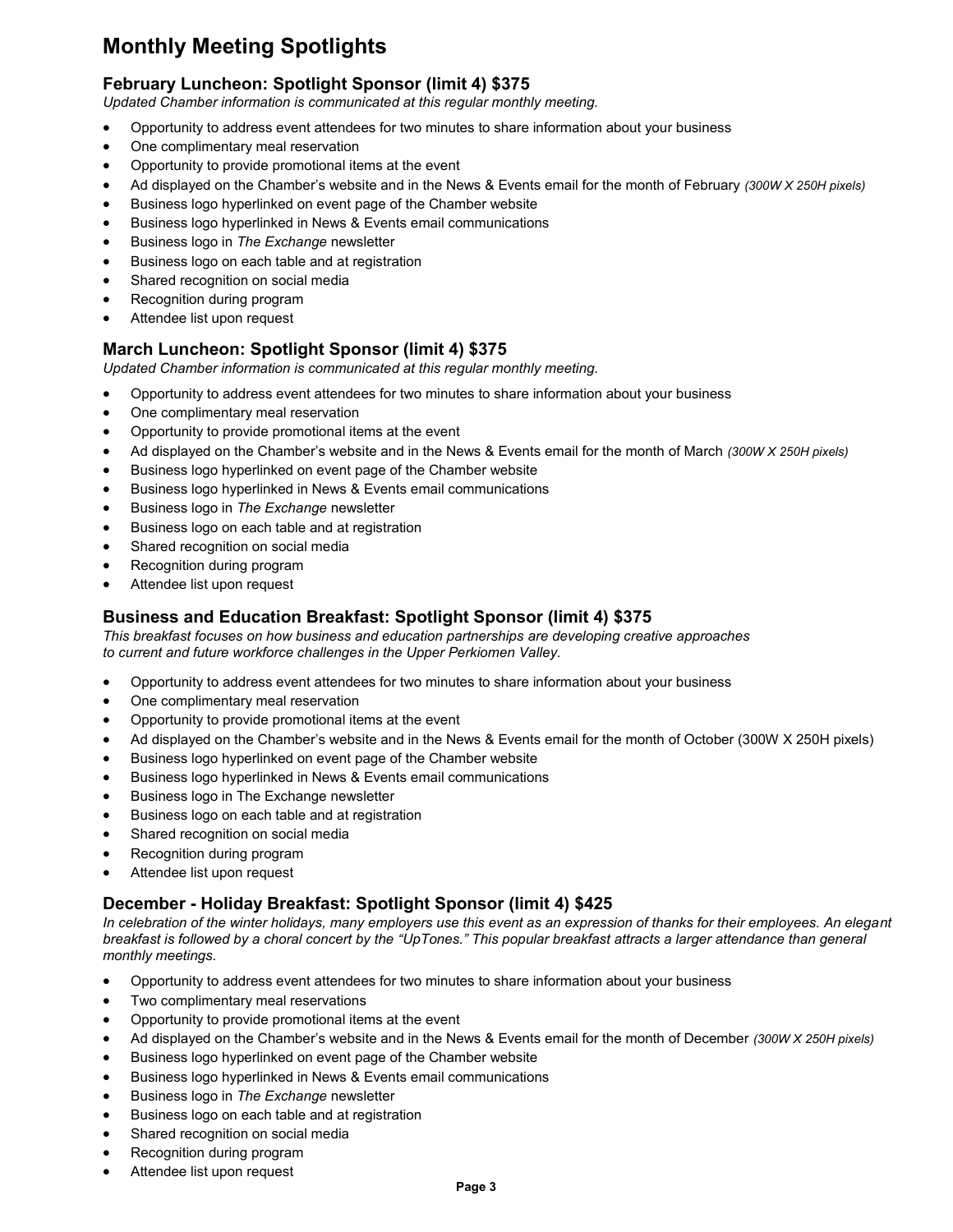# Monthly Meeting Spotlights

## February Luncheon: Spotlight Sponsor (limit 4) $375

*Updated Chamber information is communicated at this regular monthly meeting.*

- Opportunity to address event attendees for two minutes to share information about your business
- One complimentary meal reservation
- Opportunity to provide promotional items at the event
- Ad displayed on the Chamber's website and in the News & Events email for the month of February *(300W X 250H pixels)*
- Business logo hyperlinked on event page of the Chamber website
- Business logo hyperlinked in News & Events email communications
- Business logo in *The Exchange* newsletter
- Business logo on each table and at registration
- Shared recognition on social media
- Recognition during program
- Attendee list upon request

## March Luncheon: Spotlight Sponsor (limit 4) $375

*Updated Chamber information is communicated at this regular monthly meeting.*

- Opportunity to address event attendees for two minutes to share information about your business
- One complimentary meal reservation
- Opportunity to provide promotional items at the event
- Ad displayed on the Chamber's website and in the News & Events email for the month of March *(300W X 250H pixels)*
- Business logo hyperlinked on event page of the Chamber website
- Business logo hyperlinked in News & Events email communications
- Business logo in *The Exchange* newsletter
- Business logo on each table and at registration
- Shared recognition on social media
- Recognition during program
- Attendee list upon request

## Business and Education Breakfast: Spotlight Sponsor (limit 4) $375

*This breakfast focuses on how business and education partnerships are developing creative approaches to current and future workforce challenges in the Upper Perkiomen Valley.*

- Opportunity to address event attendees for two minutes to share information about your business
- One complimentary meal reservation
- Opportunity to provide promotional items at the event
- Ad displayed on the Chamber's website and in the News & Events email for the month of October (300W X 250H pixels)
- Business logo hyperlinked on event page of the Chamber website
- Business logo hyperlinked in News & Events email communications
- Business logo in The Exchange newsletter
- Business logo on each table and at registration
- Shared recognition on social media
- Recognition during program
- Attendee list upon request

## December - Holiday Breakfast: Spotlight Sponsor (limit 4) $425

*In celebration of the winter holidays, many employers use this event as an expression of thanks for their employees. An elegant breakfast is followed by a choral concert by the "UpTones." This popular breakfast attracts a larger attendance than general monthly meetings.*

- Opportunity to address event attendees for two minutes to share information about your business
- Two complimentary meal reservations
- Opportunity to provide promotional items at the event
- Ad displayed on the Chamber's website and in the News & Events email for the month of December *(300W X 250H pixels)*
- Business logo hyperlinked on event page of the Chamber website
- Business logo hyperlinked in News & Events email communications
- Business logo in *The Exchange* newsletter
- Business logo on each table and at registration
- Shared recognition on social media
- Recognition during program
- Attendee list upon request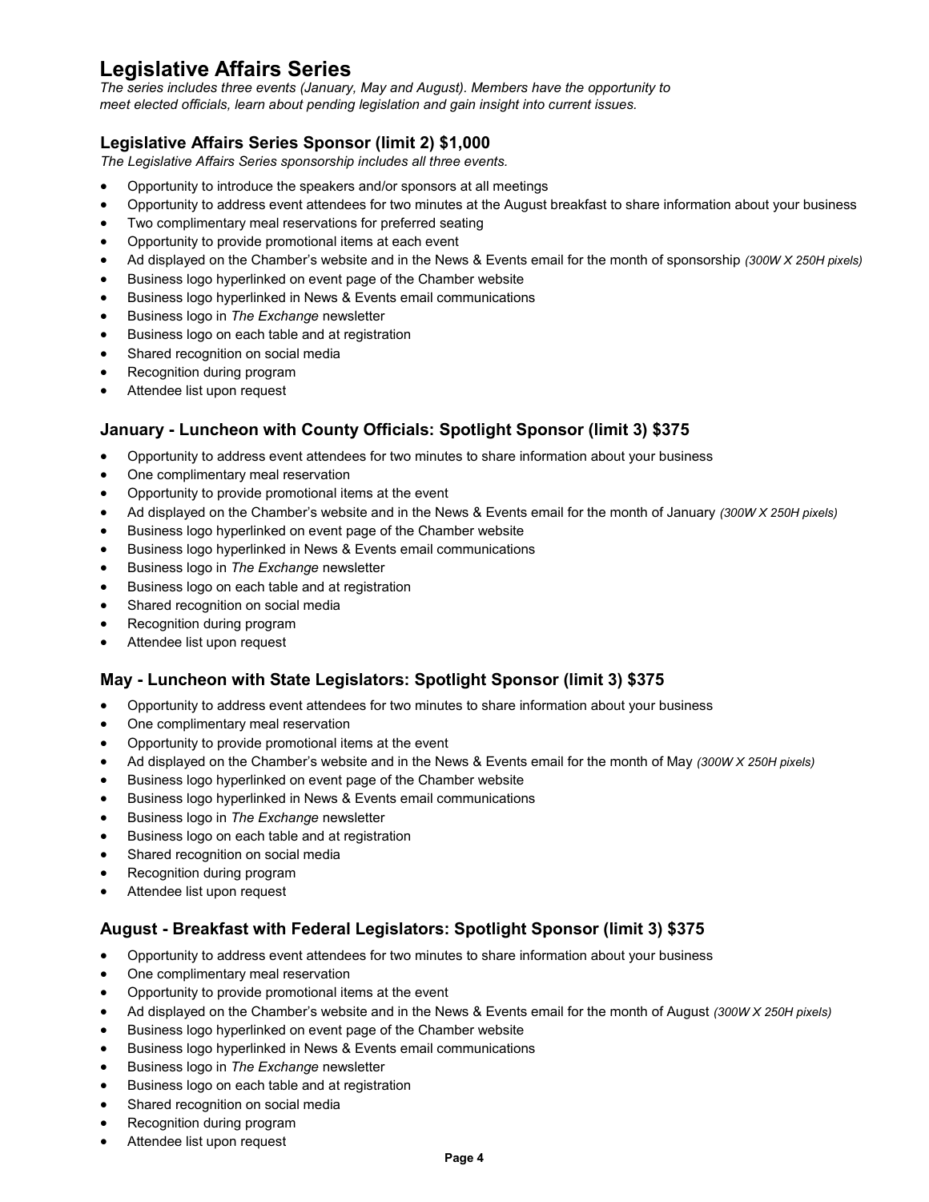# Legislative Affairs Series

*The series includes three events (January, May and August). Members have the opportunity to meet elected officials, learn about pending legislation and gain insight into current issues.*

### Legislative Affairs Series Sponsor (limit 2) $1,000

*The Legislative Affairs Series sponsorship includes all three events.*

- Opportunity to introduce the speakers and/or sponsors at all meetings
- Opportunity to address event attendees for two minutes at the August breakfast to share information about your business
- Two complimentary meal reservations for preferred seating
- Opportunity to provide promotional items at each event
- Ad displayed on the Chamber's website and in the News & Events email for the month of sponsorship *(300W X 250H pixels)*
- Business logo hyperlinked on event page of the Chamber website
- Business logo hyperlinked in News & Events email communications
- Business logo in *The Exchange* newsletter
- Business logo on each table and at registration
- Shared recognition on social media
- Recognition during program
- Attendee list upon request

### January - Luncheon with County Officials: Spotlight Sponsor (limit 3) $375

- Opportunity to address event attendees for two minutes to share information about your business
- One complimentary meal reservation
- Opportunity to provide promotional items at the event
- Ad displayed on the Chamber's website and in the News & Events email for the month of January *(300W X 250H pixels)*
- Business logo hyperlinked on event page of the Chamber website
- Business logo hyperlinked in News & Events email communications
- Business logo in *The Exchange* newsletter
- Business logo on each table and at registration
- Shared recognition on social media
- Recognition during program
- Attendee list upon request

### May - Luncheon with State Legislators: Spotlight Sponsor (limit 3) $375

- Opportunity to address event attendees for two minutes to share information about your business
- One complimentary meal reservation
- Opportunity to provide promotional items at the event
- Ad displayed on the Chamber's website and in the News & Events email for the month of May *(300W X 250H pixels)*
- Business logo hyperlinked on event page of the Chamber website
- Business logo hyperlinked in News & Events email communications
- Business logo in *The Exchange* newsletter
- Business logo on each table and at registration
- Shared recognition on social media
- Recognition during program
- Attendee list upon request

### August - Breakfast with Federal Legislators: Spotlight Sponsor (limit 3) $375

- Opportunity to address event attendees for two minutes to share information about your business
- One complimentary meal reservation
- Opportunity to provide promotional items at the event
- Ad displayed on the Chamber's website and in the News & Events email for the month of August *(300W X 250H pixels)*
- Business logo hyperlinked on event page of the Chamber website
- Business logo hyperlinked in News & Events email communications
- Business logo in *The Exchange* newsletter
- Business logo on each table and at registration
- Shared recognition on social media
- Recognition during program
- Attendee list upon request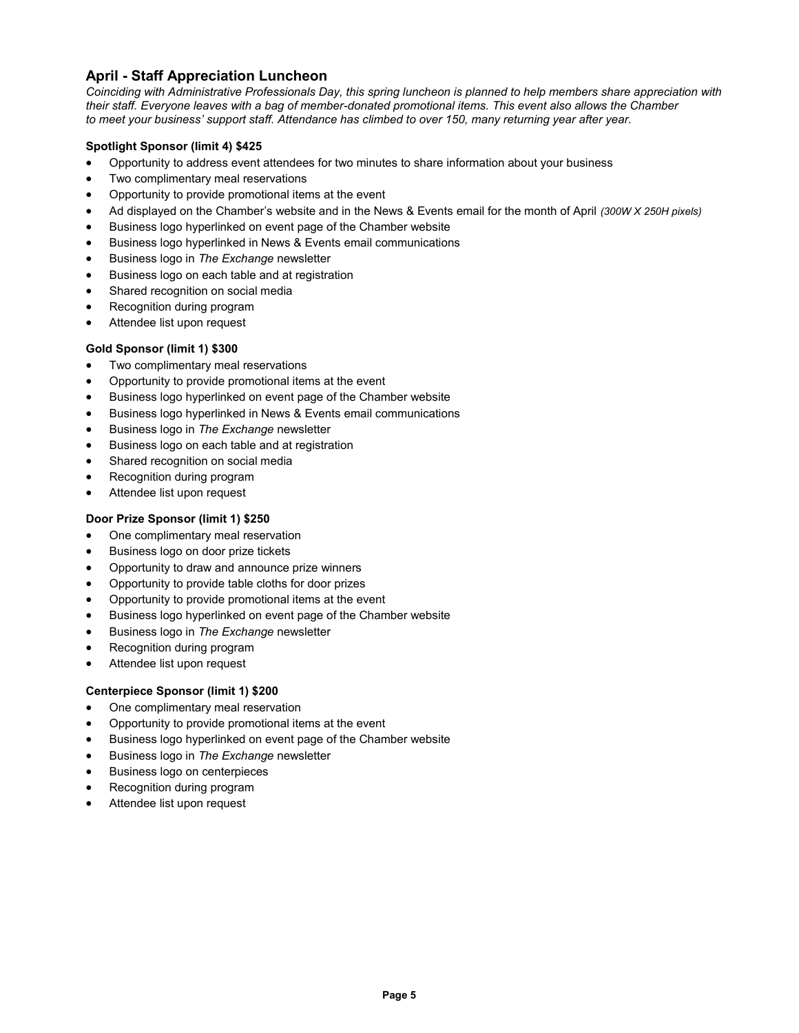## April - Staff Appreciation Luncheon

*Coinciding with Administrative Professionals Day, this spring luncheon is planned to help members share appreciation with their staff. Everyone leaves with a bag of member-donated promotional items. This event also allows the Chamber to meet your business' support staff. Attendance has climbed to over 150, many returning year after year.*

**Spotlight Sponsor (limit 4) $425**

- Opportunity to address event attendees for two minutes to share information about your business
- Two complimentary meal reservations
- Opportunity to provide promotional items at the event
- Ad displayed on the Chamber's website and in the News & Events email for the month of April *(300W X 250H pixels)*
- Business logo hyperlinked on event page of the Chamber website
- Business logo hyperlinked in News & Events email communications
- Business logo in *The Exchange* newsletter
- Business logo on each table and at registration
- Shared recognition on social media
- Recognition during program
- Attendee list upon request

**Gold Sponsor (limit 1) $300**

- Two complimentary meal reservations
- Opportunity to provide promotional items at the event
- Business logo hyperlinked on event page of the Chamber website
- Business logo hyperlinked in News & Events email communications
- Business logo in *The Exchange* newsletter
- Business logo on each table and at registration
- Shared recognition on social media
- Recognition during program
- Attendee list upon request

**Door Prize Sponsor (limit 1) $250**

- One complimentary meal reservation
- Business logo on door prize tickets
- Opportunity to draw and announce prize winners
- Opportunity to provide table cloths for door prizes
- Opportunity to provide promotional items at the event
- Business logo hyperlinked on event page of the Chamber website
- Business logo in *The Exchange* newsletter
- Recognition during program
- Attendee list upon request

**Centerpiece Sponsor (limit 1) $200**

- One complimentary meal reservation
- Opportunity to provide promotional items at the event
- Business logo hyperlinked on event page of the Chamber website
- Business logo in *The Exchange* newsletter
- Business logo on centerpieces
- Recognition during program
- Attendee list upon request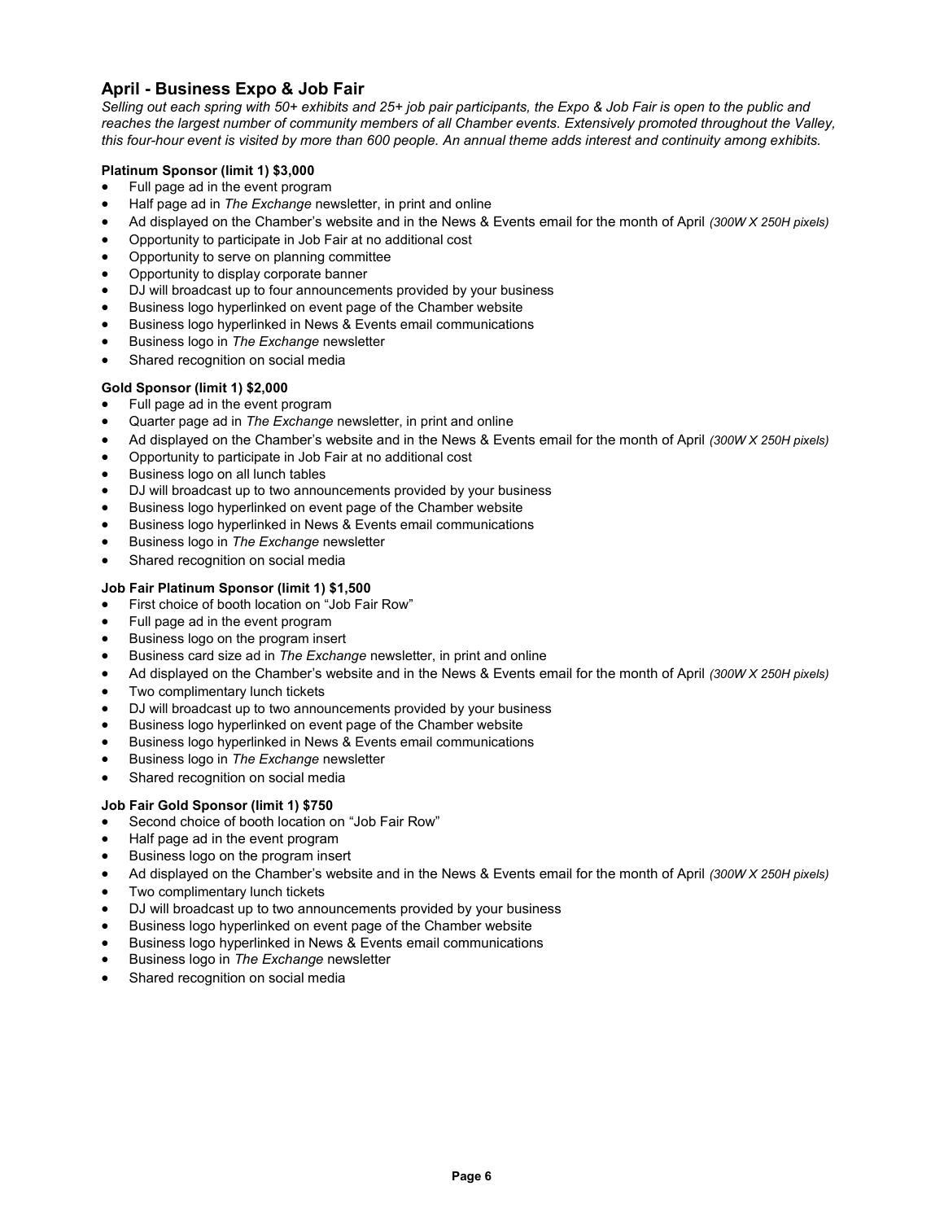## April - Business Expo & Job Fair

*Selling out each spring with 50+ exhibits and 25+ job pair participants, the Expo & Job Fair is open to the public and reaches the largest number of community members of all Chamber events. Extensively promoted throughout the Valley, this four-hour event is visited by more than 600 people. An annual theme adds interest and continuity among exhibits.*

**Platinum Sponsor (limit 1) $3,000**

- Full page ad in the event program
- Half page ad in *The Exchange* newsletter, in print and online
- Ad displayed on the Chamber's website and in the News & Events email for the month of April *(300W X 250H pixels)*
- Opportunity to participate in Job Fair at no additional cost
- Opportunity to serve on planning committee
- Opportunity to display corporate banner
- DJ will broadcast up to four announcements provided by your business
- Business logo hyperlinked on event page of the Chamber website
- Business logo hyperlinked in News & Events email communications
- Business logo in *The Exchange* newsletter
- Shared recognition on social media

**Gold Sponsor (limit 1) $2,000**

- Full page ad in the event program
- Quarter page ad in *The Exchange* newsletter, in print and online
- Ad displayed on the Chamber's website and in the News & Events email for the month of April *(300W X 250H pixels)*
- Opportunity to participate in Job Fair at no additional cost
- Business logo on all lunch tables
- DJ will broadcast up to two announcements provided by your business
- Business logo hyperlinked on event page of the Chamber website
- Business logo hyperlinked in News & Events email communications
- Business logo in *The Exchange* newsletter
- Shared recognition on social media

**Job Fair Platinum Sponsor (limit 1) $1,500**

- First choice of booth location on "Job Fair Row"
- Full page ad in the event program
- Business logo on the program insert
- Business card size ad in *The Exchange* newsletter, in print and online
- Ad displayed on the Chamber's website and in the News & Events email for the month of April *(300W X 250H pixels)*
- Two complimentary lunch tickets
- DJ will broadcast up to two announcements provided by your business
- Business logo hyperlinked on event page of the Chamber website
- Business logo hyperlinked in News & Events email communications
- Business logo in *The Exchange* newsletter
- Shared recognition on social media

**Job Fair Gold Sponsor (limit 1) $750**

- Second choice of booth location on "Job Fair Row"
- Half page ad in the event program
- Business logo on the program insert
- Ad displayed on the Chamber's website and in the News & Events email for the month of April *(300W X 250H pixels)*
- Two complimentary lunch tickets
- DJ will broadcast up to two announcements provided by your business
- Business logo hyperlinked on event page of the Chamber website
- Business logo hyperlinked in News & Events email communications
- Business logo in *The Exchange* newsletter
- Shared recognition on social media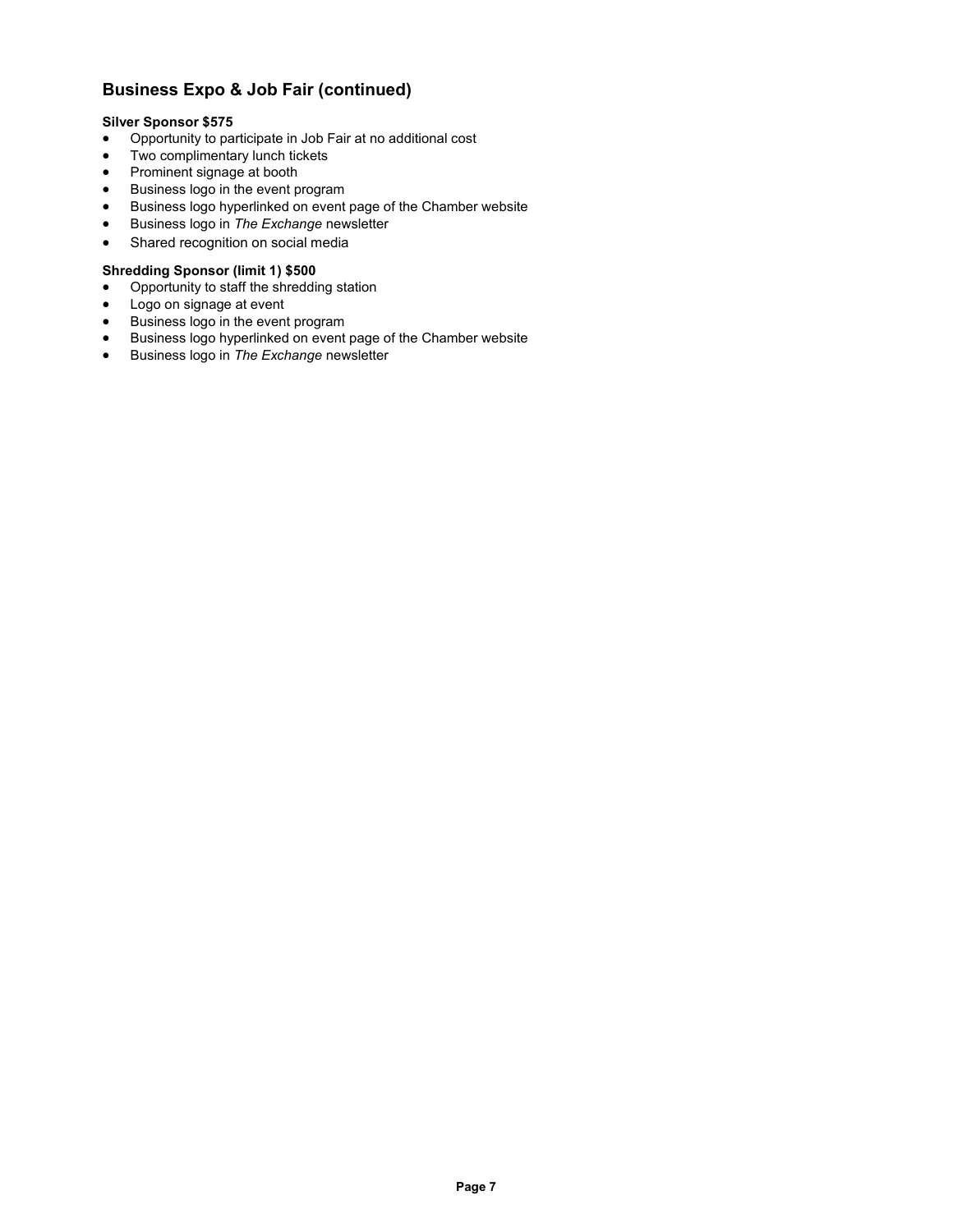## Business Expo & Job Fair (continued)

**Silver Sponsor $575**

- Opportunity to participate in Job Fair at no additional cost
- Two complimentary lunch tickets
- Prominent signage at booth
- Business logo in the event program
- Business logo hyperlinked on event page of the Chamber website
- Business logo in *The Exchange* newsletter
- Shared recognition on social media

**Shredding Sponsor (limit 1) $500**

- Opportunity to staff the shredding station
- Logo on signage at event
- Business logo in the event program
- Business logo hyperlinked on event page of the Chamber website
- Business logo in *The Exchange* newsletter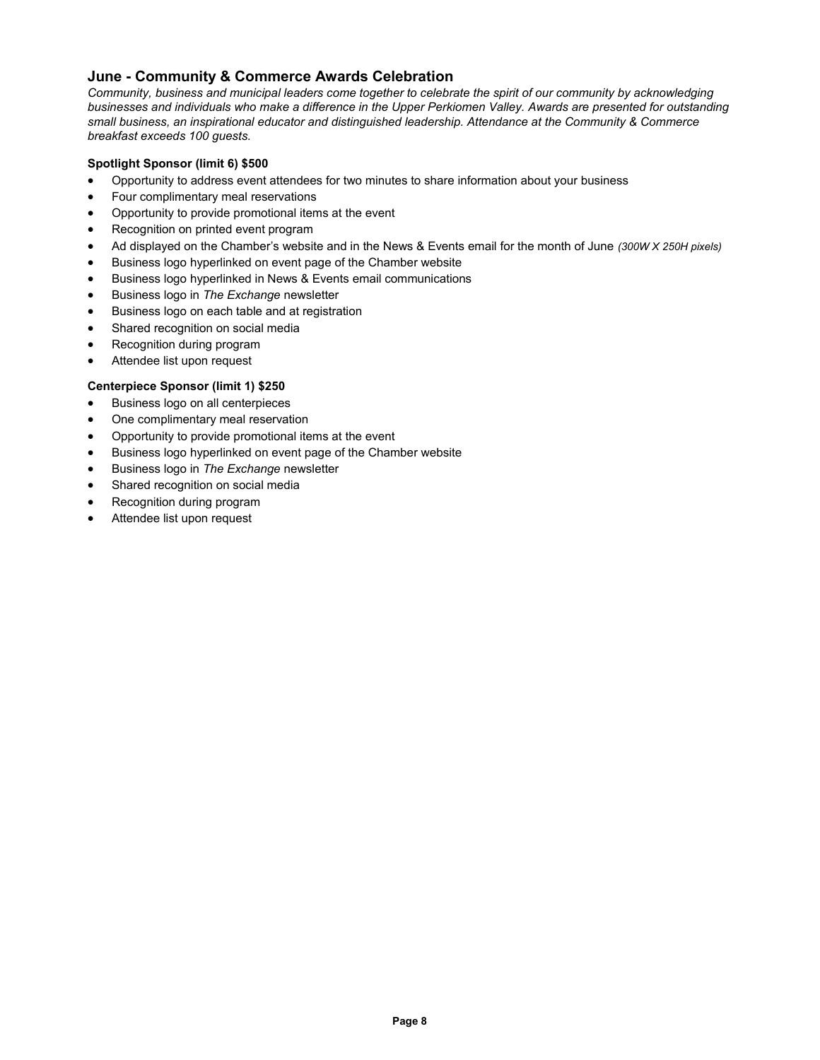## June - Community & Commerce Awards Celebration

*Community, business and municipal leaders come together to celebrate the spirit of our community by acknowledging businesses and individuals who make a difference in the Upper Perkiomen Valley. Awards are presented for outstanding small business, an inspirational educator and distinguished leadership. Attendance at the Community & Commerce breakfast exceeds 100 guests.*

**Spotlight Sponsor (limit 6) $500**

- Opportunity to address event attendees for two minutes to share information about your business
- Four complimentary meal reservations
- Opportunity to provide promotional items at the event
- Recognition on printed event program
- Ad displayed on the Chamber's website and in the News & Events email for the month of June *(300W X 250H pixels)*
- Business logo hyperlinked on event page of the Chamber website
- Business logo hyperlinked in News & Events email communications
- Business logo in *The Exchange* newsletter
- Business logo on each table and at registration
- Shared recognition on social media
- Recognition during program
- Attendee list upon request

**Centerpiece Sponsor (limit 1) $250**

- Business logo on all centerpieces
- One complimentary meal reservation
- Opportunity to provide promotional items at the event
- Business logo hyperlinked on event page of the Chamber website
- Business logo in *The Exchange* newsletter
- Shared recognition on social media
- Recognition during program
- Attendee list upon request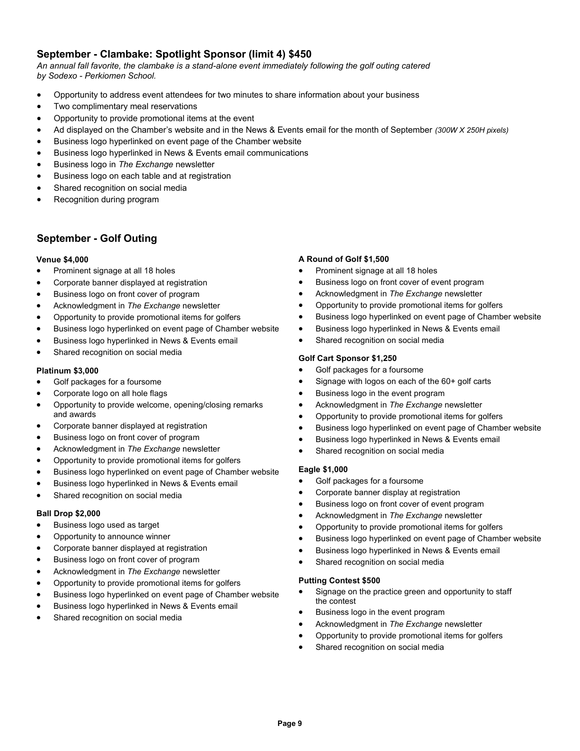## September - Clambake: Spotlight Sponsor (limit 4) $450

*An annual fall favorite, the clambake is a stand-alone event immediately following the golf outing catered by Sodexo - Perkiomen School.*

- Opportunity to address event attendees for two minutes to share information about your business
- Two complimentary meal reservations
- Opportunity to provide promotional items at the event
- Ad displayed on the Chamber's website and in the News & Events email for the month of September *(300W X 250H pixels)*
- Business logo hyperlinked on event page of the Chamber website
- Business logo hyperlinked in News & Events email communications
- Business logo in *The Exchange* newsletter
- Business logo on each table and at registration
- Shared recognition on social media
- Recognition during program

## September - Golf Outing

**Venue $4,000**

- Prominent signage at all 18 holes
- Corporate banner displayed at registration
- Business logo on front cover of program
- Acknowledgment in *The Exchange* newsletter
- Opportunity to provide promotional items for golfers
- Business logo hyperlinked on event page of Chamber website
- Business logo hyperlinked in News & Events email
- Shared recognition on social media

**Platinum $3,000**

- Golf packages for a foursome
- Corporate logo on all hole flags
- Opportunity to provide welcome, opening/closing remarks and awards
- Corporate banner displayed at registration
- Business logo on front cover of program
- Acknowledgment in *The Exchange* newsletter
- Opportunity to provide promotional items for golfers
- Business logo hyperlinked on event page of Chamber website
- Business logo hyperlinked in News & Events email
- Shared recognition on social media

**Ball Drop $2,000**

- Business logo used as target
- Opportunity to announce winner
- Corporate banner displayed at registration
- Business logo on front cover of program
- Acknowledgment in *The Exchange* newsletter
- Opportunity to provide promotional items for golfers
- Business logo hyperlinked on event page of Chamber website
- Business logo hyperlinked in News & Events email
- Shared recognition on social media

**A Round of Golf $1,500**

- Prominent signage at all 18 holes
- Business logo on front cover of event program
- Acknowledgment in *The Exchange* newsletter
- Opportunity to provide promotional items for golfers
- Business logo hyperlinked on event page of Chamber website
- Business logo hyperlinked in News & Events email
- Shared recognition on social media

**Golf Cart Sponsor $1,250**

- Golf packages for a foursome
- Signage with logos on each of the 60+ golf carts
- Business logo in the event program
- Acknowledgment in *The Exchange* newsletter
- Opportunity to provide promotional items for golfers
- Business logo hyperlinked on event page of Chamber website
- Business logo hyperlinked in News & Events email
- Shared recognition on social media

**Eagle $1,000**

- Golf packages for a foursome
- Corporate banner display at registration
- Business logo on front cover of event program
- Acknowledgment in *The Exchange* newsletter
- Opportunity to provide promotional items for golfers
- Business logo hyperlinked on event page of Chamber website
- Business logo hyperlinked in News & Events email
- Shared recognition on social media

**Putting Contest $500**

- Signage on the practice green and opportunity to staff the contest
- Business logo in the event program
- Acknowledgment in *The Exchange* newsletter
- Opportunity to provide promotional items for golfers
- Shared recognition on social media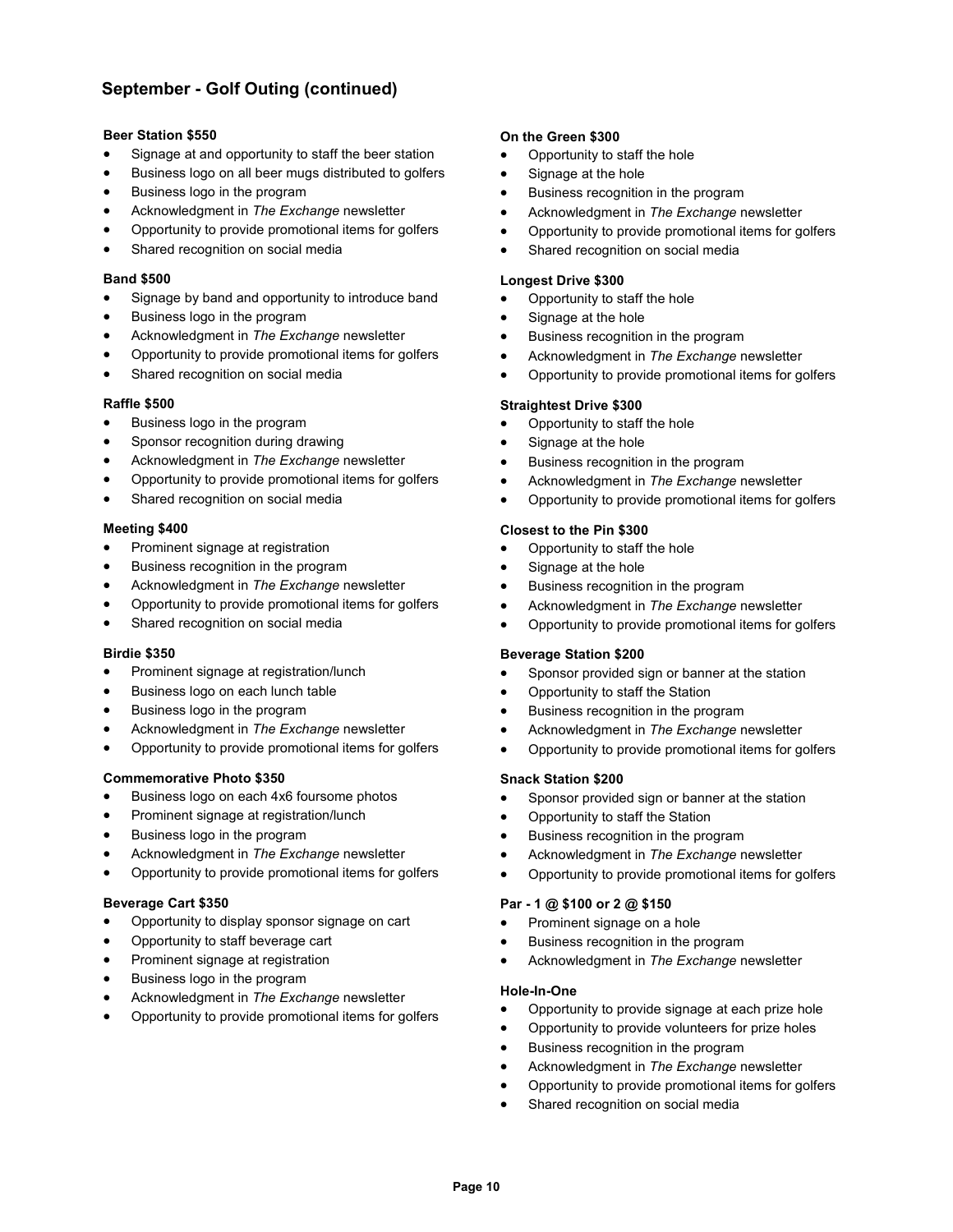## September - Golf Outing (continued)

**Beer Station $550**

- Signage at and opportunity to staff the beer station
- Business logo on all beer mugs distributed to golfers
- Business logo in the program
- Acknowledgment in *The Exchange* newsletter
- Opportunity to provide promotional items for golfers
- Shared recognition on social media

**Band $500**

- Signage by band and opportunity to introduce band
- Business logo in the program
- Acknowledgment in *The Exchange* newsletter
- Opportunity to provide promotional items for golfers
- Shared recognition on social media

**Raffle $500**

- Business logo in the program
- Sponsor recognition during drawing
- Acknowledgment in *The Exchange* newsletter
- Opportunity to provide promotional items for golfers
- Shared recognition on social media

**Meeting $400**

- Prominent signage at registration
- Business recognition in the program
- Acknowledgment in *The Exchange* newsletter
- Opportunity to provide promotional items for golfers
- Shared recognition on social media

**Birdie $350**

- Prominent signage at registration/lunch
- Business logo on each lunch table
- Business logo in the program
- Acknowledgment in *The Exchange* newsletter
- Opportunity to provide promotional items for golfers

**Commemorative Photo $350**

- Business logo on each 4x6 foursome photos
- Prominent signage at registration/lunch
- Business logo in the program
- Acknowledgment in *The Exchange* newsletter
- Opportunity to provide promotional items for golfers

**Beverage Cart $350**

- Opportunity to display sponsor signage on cart
- Opportunity to staff beverage cart
- Prominent signage at registration
- Business logo in the program
- Acknowledgment in *The Exchange* newsletter
- Opportunity to provide promotional items for golfers

**On the Green $300**

- Opportunity to staff the hole
- Signage at the hole
- Business recognition in the program
- Acknowledgment in *The Exchange* newsletter
- Opportunity to provide promotional items for golfers
- Shared recognition on social media

**Longest Drive $300**

- Opportunity to staff the hole
- Signage at the hole
- Business recognition in the program
- Acknowledgment in *The Exchange* newsletter
- Opportunity to provide promotional items for golfers

**Straightest Drive $300**

- Opportunity to staff the hole
- Signage at the hole
- Business recognition in the program
- Acknowledgment in *The Exchange* newsletter
- Opportunity to provide promotional items for golfers

**Closest to the Pin $300**

- Opportunity to staff the hole
- Signage at the hole
- Business recognition in the program
- Acknowledgment in *The Exchange* newsletter
- Opportunity to provide promotional items for golfers

**Beverage Station $200**

- Sponsor provided sign or banner at the station
- Opportunity to staff the Station
- Business recognition in the program
- Acknowledgment in *The Exchange* newsletter
- Opportunity to provide promotional items for golfers

**Snack Station $200**

- Sponsor provided sign or banner at the station
- Opportunity to staff the Station
- Business recognition in the program
- Acknowledgment in *The Exchange* newsletter
- Opportunity to provide promotional items for golfers

**Par - 1 @ $100 or 2 @ $150**

- Prominent signage on a hole
- Business recognition in the program
- Acknowledgment in *The Exchange* newsletter

**Hole-In-One**

- Opportunity to provide signage at each prize hole
- Opportunity to provide volunteers for prize holes
- Business recognition in the program
- Acknowledgment in *The Exchange* newsletter
- Opportunity to provide promotional items for golfers
- Shared recognition on social media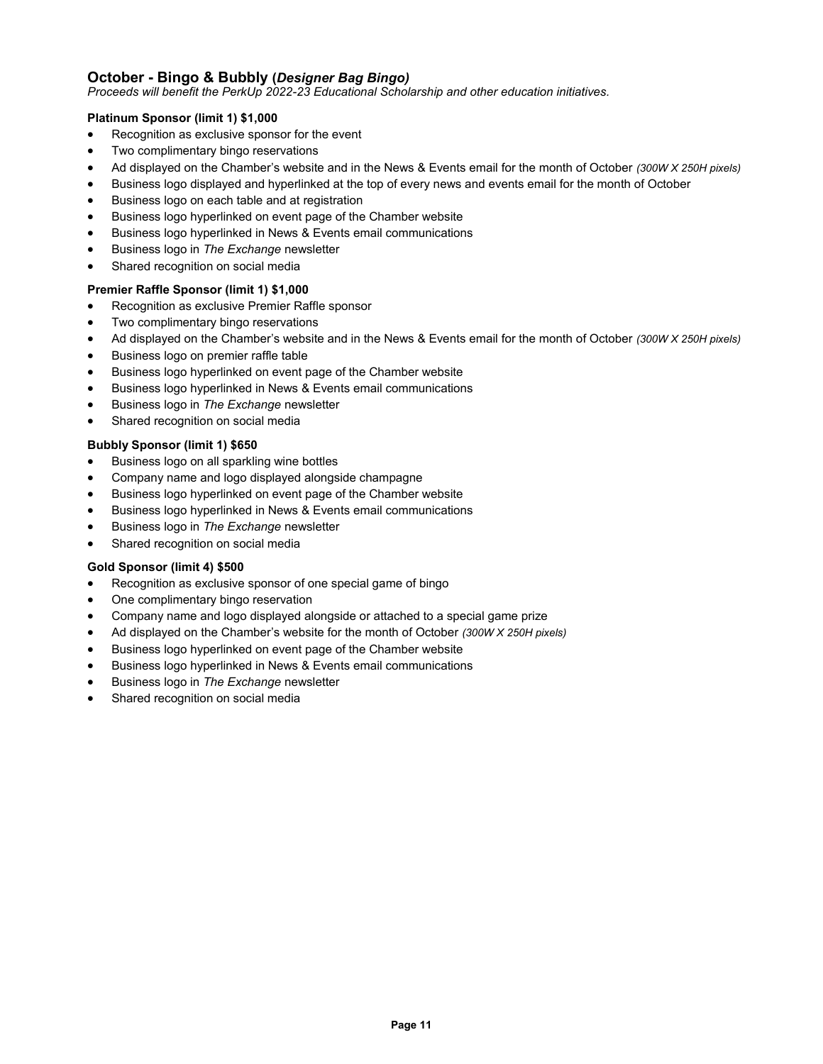## October - Bingo & Bubbly (*Designer Bag Bingo)*

*Proceeds will benefit the PerkUp 2022-23 Educational Scholarship and other education initiatives.*

**Platinum Sponsor (limit 1) $1,000**

- Recognition as exclusive sponsor for the event
- Two complimentary bingo reservations
- Ad displayed on the Chamber's website and in the News & Events email for the month of October *(300W X 250H pixels)*
- Business logo displayed and hyperlinked at the top of every news and events email for the month of October
- Business logo on each table and at registration
- Business logo hyperlinked on event page of the Chamber website
- Business logo hyperlinked in News & Events email communications
- Business logo in *The Exchange* newsletter
- Shared recognition on social media

**Premier Raffle Sponsor (limit 1) $1,000**

- Recognition as exclusive Premier Raffle sponsor
- Two complimentary bingo reservations
- Ad displayed on the Chamber's website and in the News & Events email for the month of October *(300W X 250H pixels)*
- Business logo on premier raffle table
- Business logo hyperlinked on event page of the Chamber website
- Business logo hyperlinked in News & Events email communications
- Business logo in *The Exchange* newsletter
- Shared recognition on social media

**Bubbly Sponsor (limit 1) $650**

- Business logo on all sparkling wine bottles
- Company name and logo displayed alongside champagne
- Business logo hyperlinked on event page of the Chamber website
- Business logo hyperlinked in News & Events email communications
- Business logo in *The Exchange* newsletter
- Shared recognition on social media

**Gold Sponsor (limit 4) $500**

- Recognition as exclusive sponsor of one special game of bingo
- One complimentary bingo reservation
- Company name and logo displayed alongside or attached to a special game prize
- Ad displayed on the Chamber's website for the month of October *(300W X 250H pixels)*
- Business logo hyperlinked on event page of the Chamber website
- Business logo hyperlinked in News & Events email communications
- Business logo in *The Exchange* newsletter
- Shared recognition on social media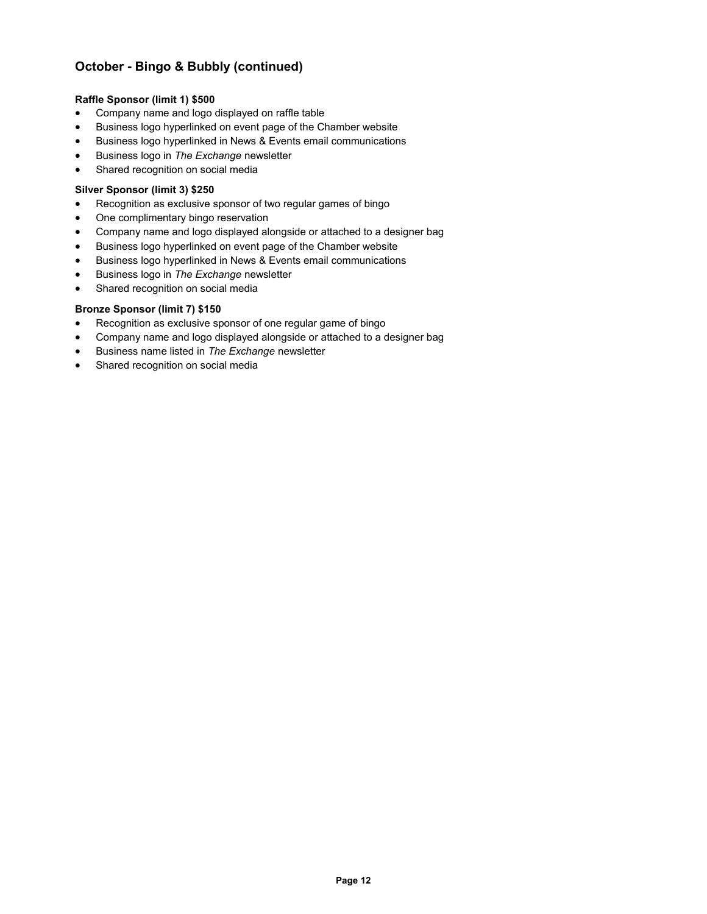## October - Bingo & Bubbly (continued)

**Raffle Sponsor (limit 1) $500**

- Company name and logo displayed on raffle table
- Business logo hyperlinked on event page of the Chamber website
- Business logo hyperlinked in News & Events email communications
- Business logo in *The Exchange* newsletter
- Shared recognition on social media

**Silver Sponsor (limit 3) $250**

- Recognition as exclusive sponsor of two regular games of bingo
- One complimentary bingo reservation
- Company name and logo displayed alongside or attached to a designer bag
- Business logo hyperlinked on event page of the Chamber website
- Business logo hyperlinked in News & Events email communications
- Business logo in *The Exchange* newsletter
- Shared recognition on social media

**Bronze Sponsor (limit 7) $150**

- Recognition as exclusive sponsor of one regular game of bingo
- Company name and logo displayed alongside or attached to a designer bag
- Business name listed in *The Exchange* newsletter
- Shared recognition on social media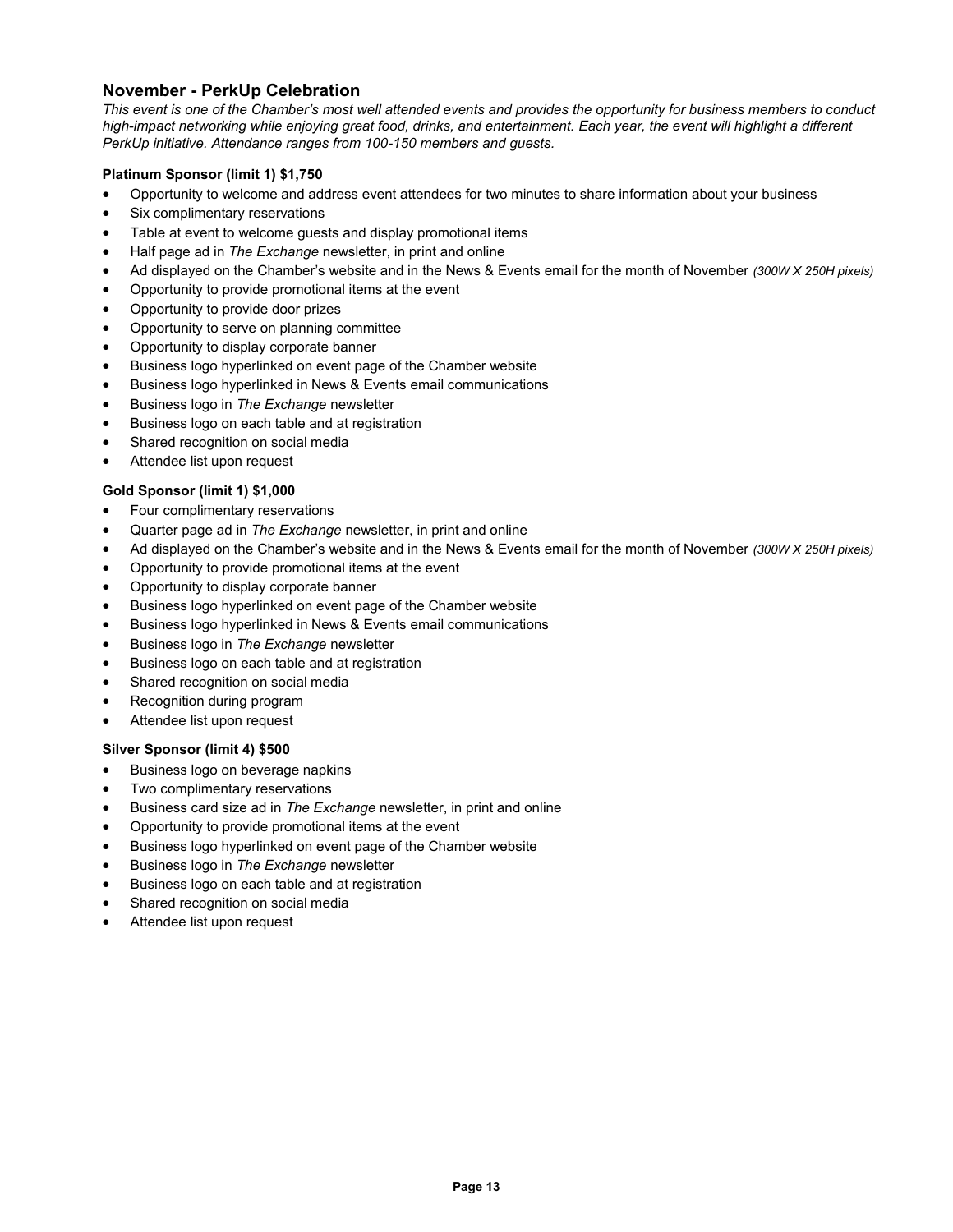## November - PerkUp Celebration

*This event is one of the Chamber's most well attended events and provides the opportunity for business members to conduct high-impact networking while enjoying great food, drinks, and entertainment. Each year, the event will highlight a different PerkUp initiative. Attendance ranges from 100-150 members and guests.*

**Platinum Sponsor (limit 1) $1,750**

- Opportunity to welcome and address event attendees for two minutes to share information about your business
- Six complimentary reservations
- Table at event to welcome guests and display promotional items
- Half page ad in *The Exchange* newsletter, in print and online
- Ad displayed on the Chamber's website and in the News & Events email for the month of November *(300W X 250H pixels)*
- Opportunity to provide promotional items at the event
- Opportunity to provide door prizes
- Opportunity to serve on planning committee
- Opportunity to display corporate banner
- Business logo hyperlinked on event page of the Chamber website
- Business logo hyperlinked in News & Events email communications
- Business logo in *The Exchange* newsletter
- Business logo on each table and at registration
- Shared recognition on social media
- Attendee list upon request

**Gold Sponsor (limit 1) $1,000**

- Four complimentary reservations
- Quarter page ad in *The Exchange* newsletter, in print and online
- Ad displayed on the Chamber's website and in the News & Events email for the month of November *(300W X 250H pixels)*
- Opportunity to provide promotional items at the event
- Opportunity to display corporate banner
- Business logo hyperlinked on event page of the Chamber website
- Business logo hyperlinked in News & Events email communications
- Business logo in *The Exchange* newsletter
- Business logo on each table and at registration
- Shared recognition on social media
- Recognition during program
- Attendee list upon request

**Silver Sponsor (limit 4) $500**

- Business logo on beverage napkins
- Two complimentary reservations
- Business card size ad in *The Exchange* newsletter, in print and online
- Opportunity to provide promotional items at the event
- Business logo hyperlinked on event page of the Chamber website
- Business logo in *The Exchange* newsletter
- Business logo on each table and at registration
- Shared recognition on social media
- Attendee list upon request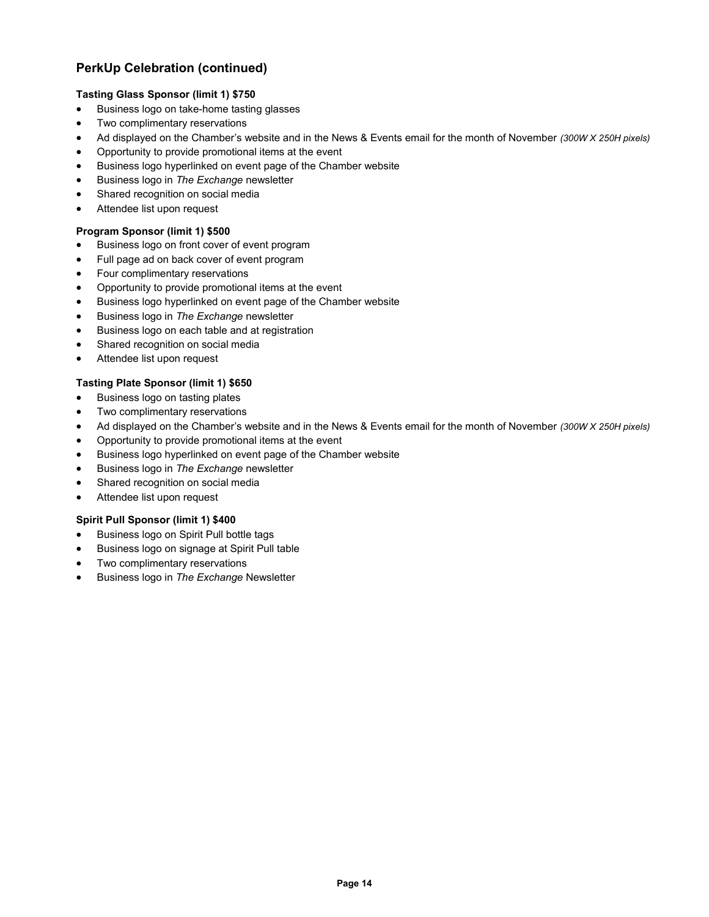## PerkUp Celebration (continued)

**Tasting Glass Sponsor (limit 1) $750**

- Business logo on take-home tasting glasses
- Two complimentary reservations
- Ad displayed on the Chamber's website and in the News & Events email for the month of November *(300W X 250H pixels)*
- Opportunity to provide promotional items at the event
- Business logo hyperlinked on event page of the Chamber website
- Business logo in *The Exchange* newsletter
- Shared recognition on social media
- Attendee list upon request

**Program Sponsor (limit 1) $500**

- Business logo on front cover of event program
- Full page ad on back cover of event program
- Four complimentary reservations
- Opportunity to provide promotional items at the event
- Business logo hyperlinked on event page of the Chamber website
- Business logo in *The Exchange* newsletter
- Business logo on each table and at registration
- Shared recognition on social media
- Attendee list upon request

**Tasting Plate Sponsor (limit 1) $650**

- Business logo on tasting plates
- Two complimentary reservations
- Ad displayed on the Chamber's website and in the News & Events email for the month of November *(300W X 250H pixels)*
- Opportunity to provide promotional items at the event
- Business logo hyperlinked on event page of the Chamber website
- Business logo in *The Exchange* newsletter
- Shared recognition on social media
- Attendee list upon request

**Spirit Pull Sponsor (limit 1) $400**

- Business logo on Spirit Pull bottle tags
- Business logo on signage at Spirit Pull table
- Two complimentary reservations
- Business logo in *The Exchange* Newsletter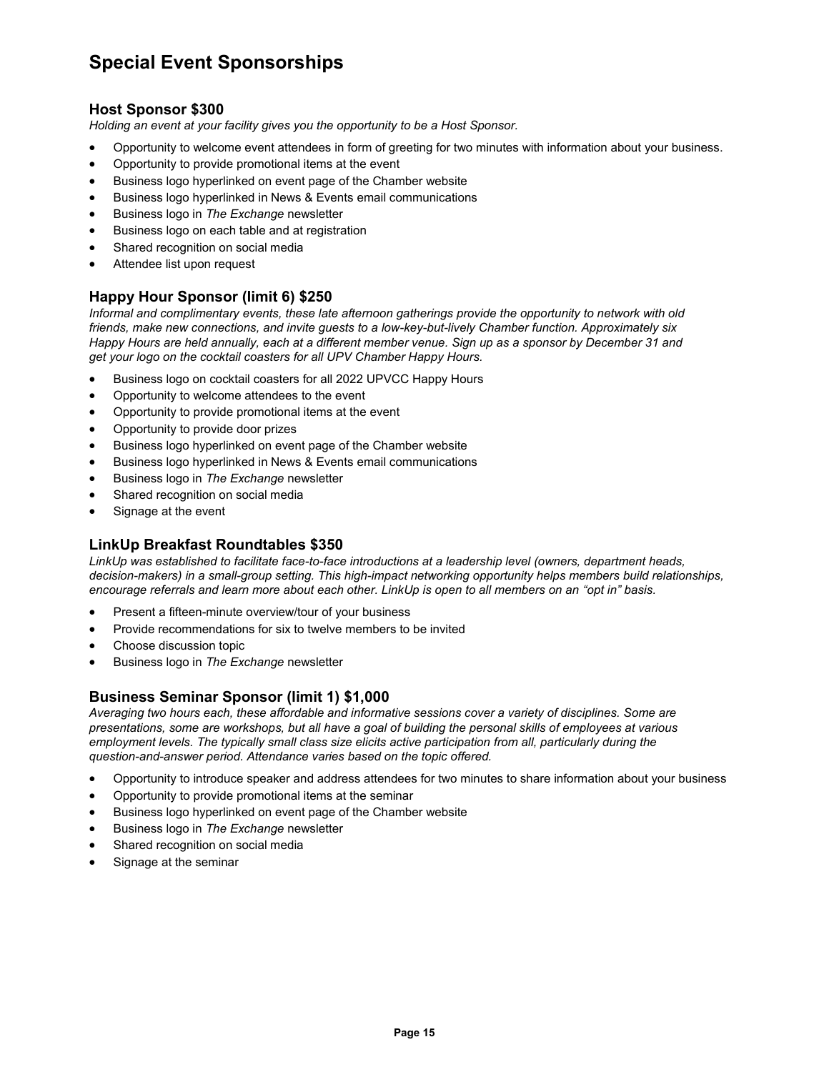# Special Event Sponsorships

### Host Sponsor $300

*Holding an event at your facility gives you the opportunity to be a Host Sponsor.*

- Opportunity to welcome event attendees in form of greeting for two minutes with information about your business.
- Opportunity to provide promotional items at the event
- Business logo hyperlinked on event page of the Chamber website
- Business logo hyperlinked in News & Events email communications
- Business logo in *The Exchange* newsletter
- Business logo on each table and at registration
- Shared recognition on social media
- Attendee list upon request

### Happy Hour Sponsor (limit 6) $250

*Informal and complimentary events, these late afternoon gatherings provide the opportunity to network with old friends, make new connections, and invite guests to a low-key-but-lively Chamber function. Approximately six Happy Hours are held annually, each at a different member venue. Sign up as a sponsor by December 31 and get your logo on the cocktail coasters for all UPV Chamber Happy Hours.*

- Business logo on cocktail coasters for all 2022 UPVCC Happy Hours
- Opportunity to welcome attendees to the event
- Opportunity to provide promotional items at the event
- Opportunity to provide door prizes
- Business logo hyperlinked on event page of the Chamber website
- Business logo hyperlinked in News & Events email communications
- Business logo in *The Exchange* newsletter
- Shared recognition on social media
- Signage at the event

### LinkUp Breakfast Roundtables $350

*LinkUp was established to facilitate face-to-face introductions at a leadership level (owners, department heads, decision-makers) in a small-group setting. This high-impact networking opportunity helps members build relationships, encourage referrals and learn more about each other. LinkUp is open to all members on an "opt in" basis.*

- Present a fifteen-minute overview/tour of your business
- Provide recommendations for six to twelve members to be invited
- Choose discussion topic
- Business logo in *The Exchange* newsletter

### Business Seminar Sponsor (limit 1) $1,000

*Averaging two hours each, these affordable and informative sessions cover a variety of disciplines. Some are presentations, some are workshops, but all have a goal of building the personal skills of employees at various employment levels. The typically small class size elicits active participation from all, particularly during the question-and-answer period. Attendance varies based on the topic offered.*

- Opportunity to introduce speaker and address attendees for two minutes to share information about your business
- Opportunity to provide promotional items at the seminar
- Business logo hyperlinked on event page of the Chamber website
- Business logo in *The Exchange* newsletter
- Shared recognition on social media
- Signage at the seminar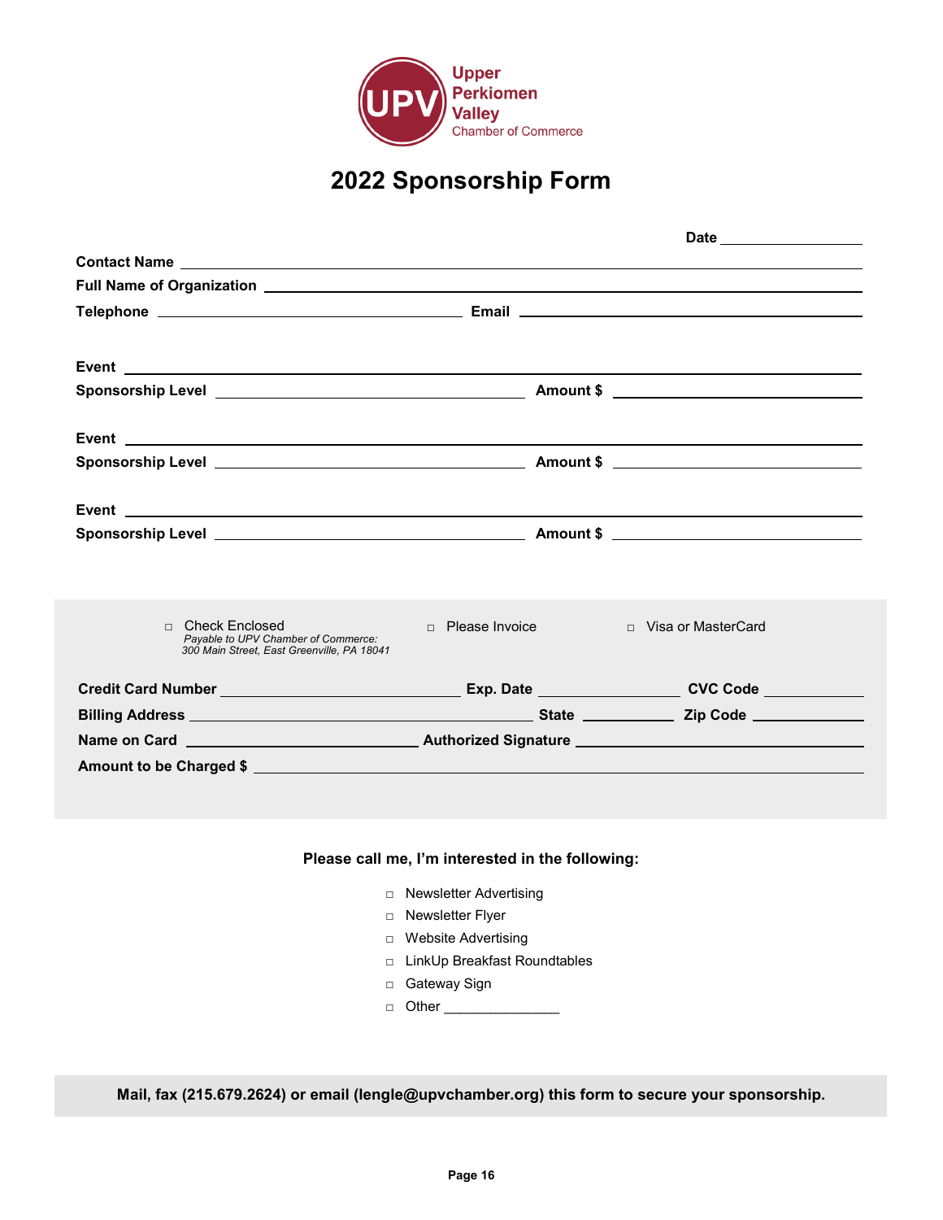Upper Perkiomen Valley Chamber of Commerce

# 2022 Sponsorship Form

**Date** ____________________

**Contact Name** ____________________________________________

**Full Name of Organization** ____________________________________________

**Telephone** ______________________ **Email** ______________________

**Event** ____________________________________________

**Sponsorship Level** ______________________ **Amount $** ______________________

**Event** ____________________________________________

**Sponsorship Level** ______________________ **Amount $** ______________________

**Event** ____________________________________________

**Sponsorship Level** ______________________ **Amount $** ______________________

□ Check Enclosed
*Payable to UPV Chamber of Commerce:*
*300 Main Street, East Greenville, PA 18041*

□ Please Invoice

□ Visa or MasterCard

**Credit Card Number** ______________________ **Exp. Date** ____________ **CVC Code** __________

**Billing Address** ______________________ **State** __________ **Zip Code** __________

**Name on Card** ______________________ **Authorized Signature** ______________________

**Amount to be Charged $** ____________________________________________

**Please call me, I'm interested in the following:**

- □ Newsletter Advertising
- □ Newsletter Flyer
- □ Website Advertising
- □ LinkUp Breakfast Roundtables
- □ Gateway Sign
- □ Other ______________

**Mail, fax (215.679.2624) or email (lengle@upvchamber.org) this form to secure your sponsorship.**